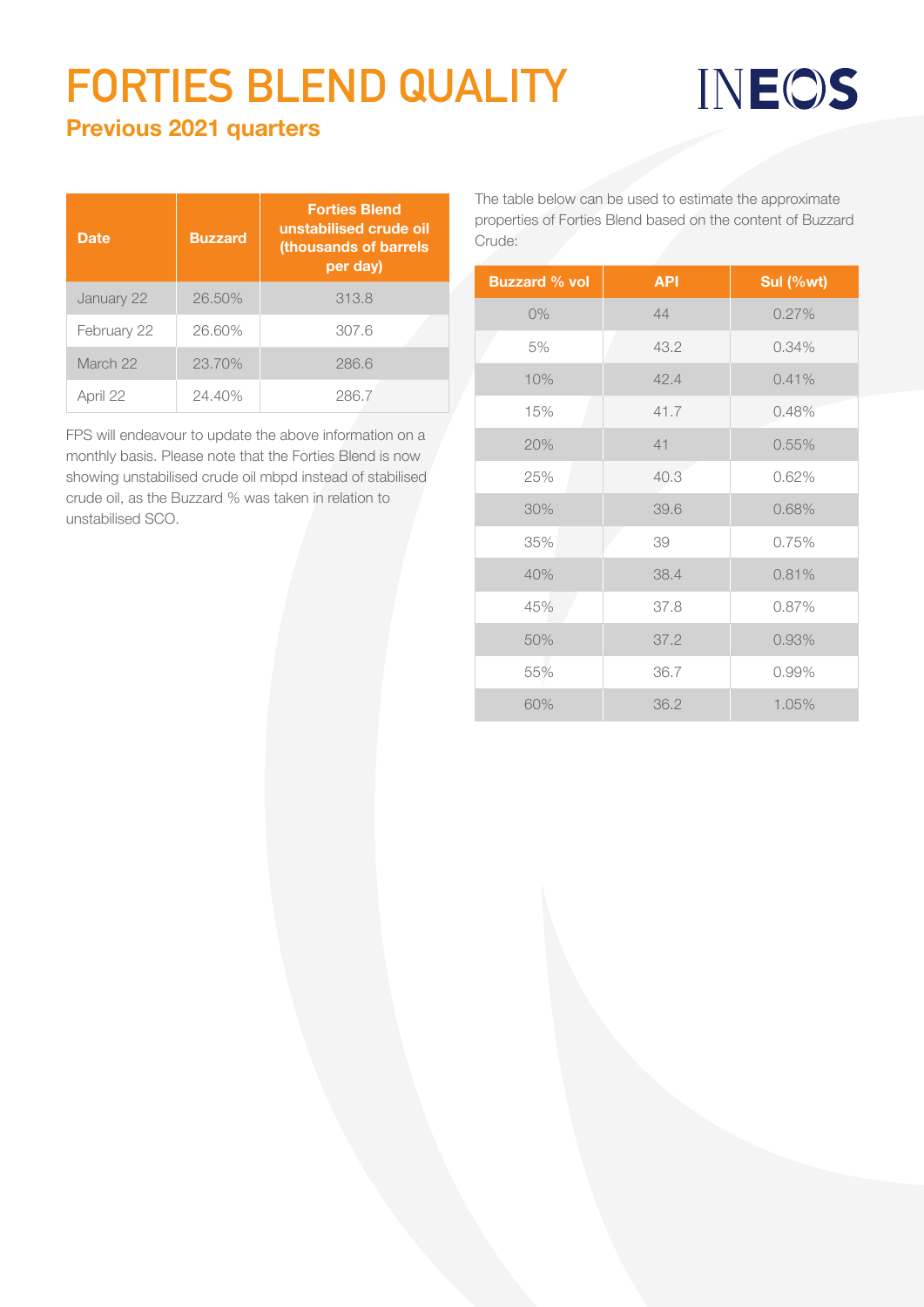# FORTIES BLEND QUALITY

## Previous 2021 quarters

| Date | Buzzard | Forties Blend unstabilised crude oil (thousands of barrels per day) |
|---|---|---|
| January 22 | 26.50% | 313.8 |
| February 22 | 26.60% | 307.6 |
| March 22 | 23.70% | 286.6 |
| April 22 | 24.40% | 286.7 |

FPS will endeavour to update the above information on a monthly basis. Please note that the Forties Blend is now showing unstabilised crude oil mbpd instead of stabilised crude oil, as the Buzzard % was taken in relation to unstabilised SCO.

The table below can be used to estimate the approximate properties of Forties Blend based on the content of Buzzard Crude:

| Buzzard % vol | API | Sul (%wt) |
|---|---|---|
| 0% | 44 | 0.27% |
| 5% | 43.2 | 0.34% |
| 10% | 42.4 | 0.41% |
| 15% | 41.7 | 0.48% |
| 20% | 41 | 0.55% |
| 25% | 40.3 | 0.62% |
| 30% | 39.6 | 0.68% |
| 35% | 39 | 0.75% |
| 40% | 38.4 | 0.81% |
| 45% | 37.8 | 0.87% |
| 50% | 37.2 | 0.93% |
| 55% | 36.7 | 0.99% |
| 60% | 36.2 | 1.05% |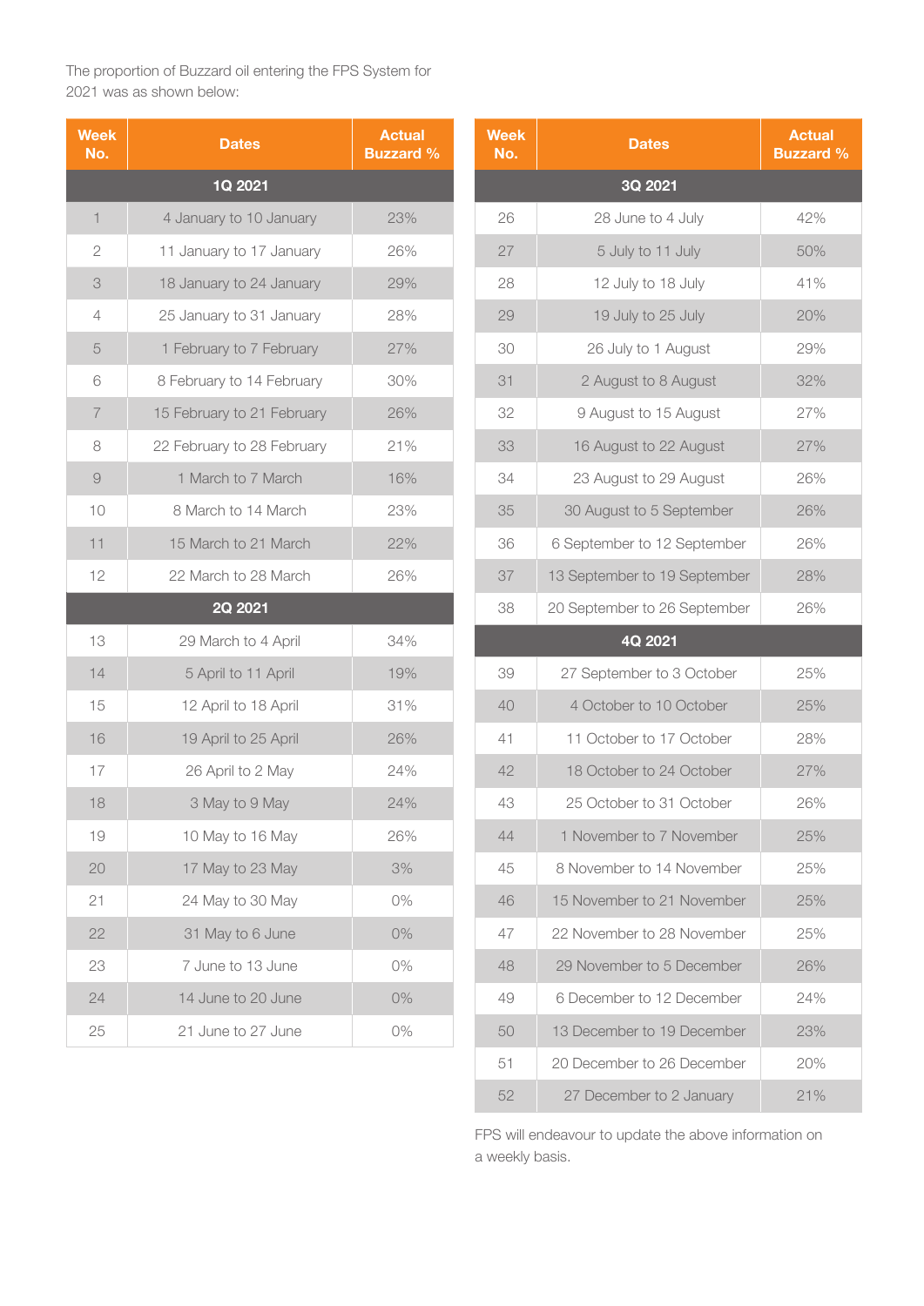The proportion of Buzzard oil entering the FPS System for 2021 was as shown below:

| Week No. | Dates | Actual Buzzard % |
|---|---|---|
| **1Q 2021** | | |
| 1 | 4 January to 10 January | 23% |
| 2 | 11 January to 17 January | 26% |
| 3 | 18 January to 24 January | 29% |
| 4 | 25 January to 31 January | 28% |
| 5 | 1 February to 7 February | 27% |
| 6 | 8 February to 14 February | 30% |
| 7 | 15 February to 21 February | 26% |
| 8 | 22 February to 28 February | 21% |
| 9 | 1 March to 7 March | 16% |
| 10 | 8 March to 14 March | 23% |
| 11 | 15 March to 21 March | 22% |
| 12 | 22 March to 28 March | 26% |
| **2Q 2021** | | |
| 13 | 29 March to 4 April | 34% |
| 14 | 5 April to 11 April | 19% |
| 15 | 12 April to 18 April | 31% |
| 16 | 19 April to 25 April | 26% |
| 17 | 26 April to 2 May | 24% |
| 18 | 3 May to 9 May | 24% |
| 19 | 10 May to 16 May | 26% |
| 20 | 17 May to 23 May | 3% |
| 21 | 24 May to 30 May | 0% |
| 22 | 31 May to 6 June | 0% |
| 23 | 7 June to 13 June | 0% |
| 24 | 14 June to 20 June | 0% |
| 25 | 21 June to 27 June | 0% |
| **3Q 2021** | | |
| 26 | 28 June to 4 July | 42% |
| 27 | 5 July to 11 July | 50% |
| 28 | 12 July to 18 July | 41% |
| 29 | 19 July to 25 July | 20% |
| 30 | 26 July to 1 August | 29% |
| 31 | 2 August to 8 August | 32% |
| 32 | 9 August to 15 August | 27% |
| 33 | 16 August to 22 August | 27% |
| 34 | 23 August to 29 August | 26% |
| 35 | 30 August to 5 September | 26% |
| 36 | 6 September to 12 September | 26% |
| 37 | 13 September to 19 September | 28% |
| 38 | 20 September to 26 September | 26% |
| **4Q 2021** | | |
| 39 | 27 September to 3 October | 25% |
| 40 | 4 October to 10 October | 25% |
| 41 | 11 October to 17 October | 28% |
| 42 | 18 October to 24 October | 27% |
| 43 | 25 October to 31 October | 26% |
| 44 | 1 November to 7 November | 25% |
| 45 | 8 November to 14 November | 25% |
| 46 | 15 November to 21 November | 25% |
| 47 | 22 November to 28 November | 25% |
| 48 | 29 November to 5 December | 26% |
| 49 | 6 December to 12 December | 24% |
| 50 | 13 December to 19 December | 23% |
| 51 | 20 December to 26 December | 20% |
| 52 | 27 December to 2 January | 21% |

FPS will endeavour to update the above information on a weekly basis.